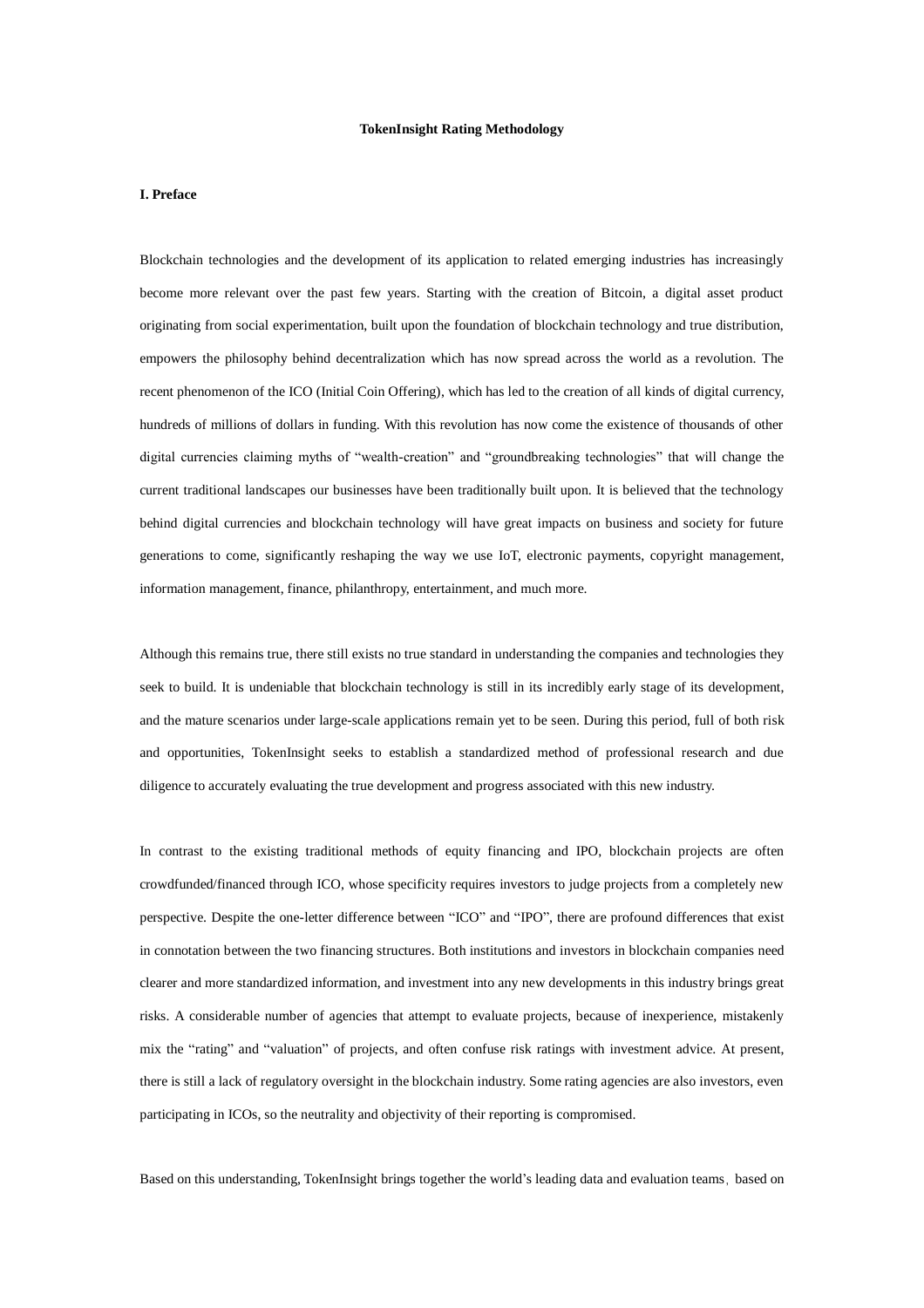**TokenInsight Rating Methodology**

**I. Preface**

Blockchain technologies and the development of its application to related emerging industries has increasingly become more relevant over the past few years. Starting with the creation of Bitcoin, a digital asset product originating from social experimentation, built upon the foundation of blockchain technology and true distribution, empowers the philosophy behind decentralization which has now spread across the world as a revolution. The recent phenomenon of the ICO (Initial Coin Offering), which has led to the creation of all kinds of digital currency, hundreds of millions of dollars in funding. With this revolution has now come the existence of thousands of other digital currencies claiming myths of "wealth-creation" and "groundbreaking technologies" that will change the current traditional landscapes our businesses have been traditionally built upon. It is believed that the technology behind digital currencies and blockchain technology will have great impacts on business and society for future generations to come, significantly reshaping the way we use IoT, electronic payments, copyright management, information management, finance, philanthropy, entertainment, and much more.

Although this remains true, there still exists no true standard in understanding the companies and technologies they seek to build. It is undeniable that blockchain technology is still in its incredibly early stage of its development, and the mature scenarios under large-scale applications remain yet to be seen. During this period, full of both risk and opportunities, TokenInsight seeks to establish a standardized method of professional research and due diligence to accurately evaluating the true development and progress associated with this new industry.

In contrast to the existing traditional methods of equity financing and IPO, blockchain projects are often crowdfunded/financed through ICO, whose specificity requires investors to judge projects from a completely new perspective. Despite the one-letter difference between "ICO" and "IPO", there are profound differences that exist in connotation between the two financing structures. Both institutions and investors in blockchain companies need clearer and more standardized information, and investment into any new developments in this industry brings great risks. A considerable number of agencies that attempt to evaluate projects, because of inexperience, mistakenly mix the "rating" and "valuation" of projects, and often confuse risk ratings with investment advice. At present, there is still a lack of regulatory oversight in the blockchain industry. Some rating agencies are also investors, even participating in ICOs, so the neutrality and objectivity of their reporting is compromised.

Based on this understanding, TokenInsight brings together the world's leading data and evaluation teams, based on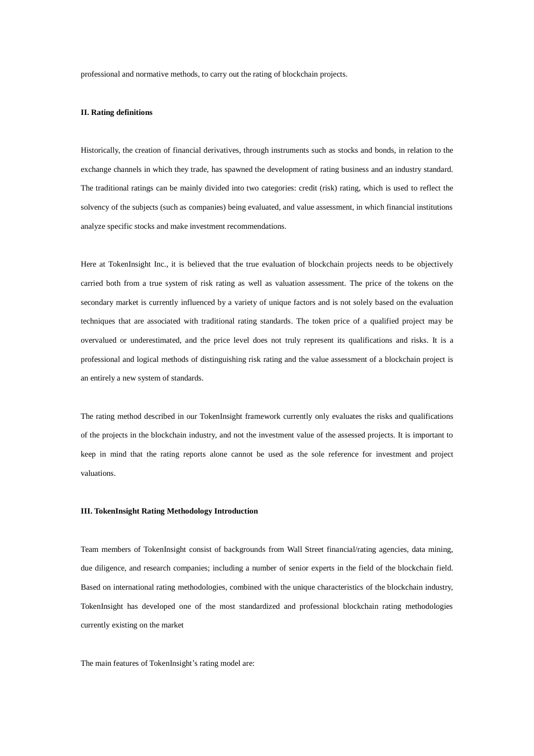professional and normative methods, to carry out the rating of blockchain projects.

## II. Rating definitions

Historically, the creation of financial derivatives, through instruments such as stocks and bonds, in relation to the exchange channels in which they trade, has spawned the development of rating business and an industry standard. The traditional ratings can be mainly divided into two categories: credit (risk) rating, which is used to reflect the solvency of the subjects (such as companies) being evaluated, and value assessment, in which financial institutions analyze specific stocks and make investment recommendations.

Here at TokenInsight Inc., it is believed that the true evaluation of blockchain projects needs to be objectively carried both from a true system of risk rating as well as valuation assessment. The price of the tokens on the secondary market is currently influenced by a variety of unique factors and is not solely based on the evaluation techniques that are associated with traditional rating standards. The token price of a qualified project may be overvalued or underestimated, and the price level does not truly represent its qualifications and risks. It is a professional and logical methods of distinguishing risk rating and the value assessment of a blockchain project is an entirely a new system of standards.

The rating method described in our TokenInsight framework currently only evaluates the risks and qualifications of the projects in the blockchain industry, and not the investment value of the assessed projects. It is important to keep in mind that the rating reports alone cannot be used as the sole reference for investment and project valuations.

## III. TokenInsight Rating Methodology Introduction

Team members of TokenInsight consist of backgrounds from Wall Street financial/rating agencies, data mining, due diligence, and research companies; including a number of senior experts in the field of the blockchain field. Based on international rating methodologies, combined with the unique characteristics of the blockchain industry, TokenInsight has developed one of the most standardized and professional blockchain rating methodologies currently existing on the market

The main features of TokenInsight's rating model are: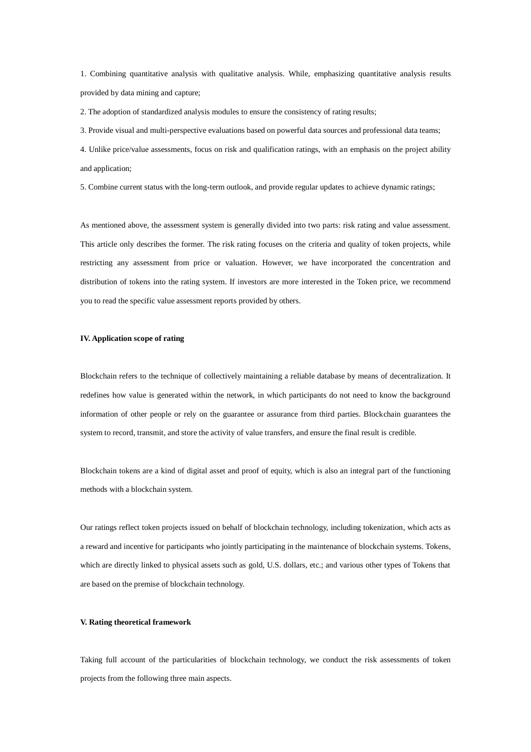1. Combining quantitative analysis with qualitative analysis. While, emphasizing quantitative analysis results provided by data mining and capture;

2. The adoption of standardized analysis modules to ensure the consistency of rating results;

3. Provide visual and multi-perspective evaluations based on powerful data sources and professional data teams;

4. Unlike price/value assessments, focus on risk and qualification ratings, with an emphasis on the project ability and application;

5. Combine current status with the long-term outlook, and provide regular updates to achieve dynamic ratings;

As mentioned above, the assessment system is generally divided into two parts: risk rating and value assessment. This article only describes the former. The risk rating focuses on the criteria and quality of token projects, while restricting any assessment from price or valuation. However, we have incorporated the concentration and distribution of tokens into the rating system. If investors are more interested in the Token price, we recommend you to read the specific value assessment reports provided by others.

**IV. Application scope of rating**

Blockchain refers to the technique of collectively maintaining a reliable database by means of decentralization. It redefines how value is generated within the network, in which participants do not need to know the background information of other people or rely on the guarantee or assurance from third parties. Blockchain guarantees the system to record, transmit, and store the activity of value transfers, and ensure the final result is credible.

Blockchain tokens are a kind of digital asset and proof of equity, which is also an integral part of the functioning methods with a blockchain system.

Our ratings reflect token projects issued on behalf of blockchain technology, including tokenization, which acts as a reward and incentive for participants who jointly participating in the maintenance of blockchain systems. Tokens, which are directly linked to physical assets such as gold, U.S. dollars, etc.; and various other types of Tokens that are based on the premise of blockchain technology.

**V. Rating theoretical framework**

Taking full account of the particularities of blockchain technology, we conduct the risk assessments of token projects from the following three main aspects.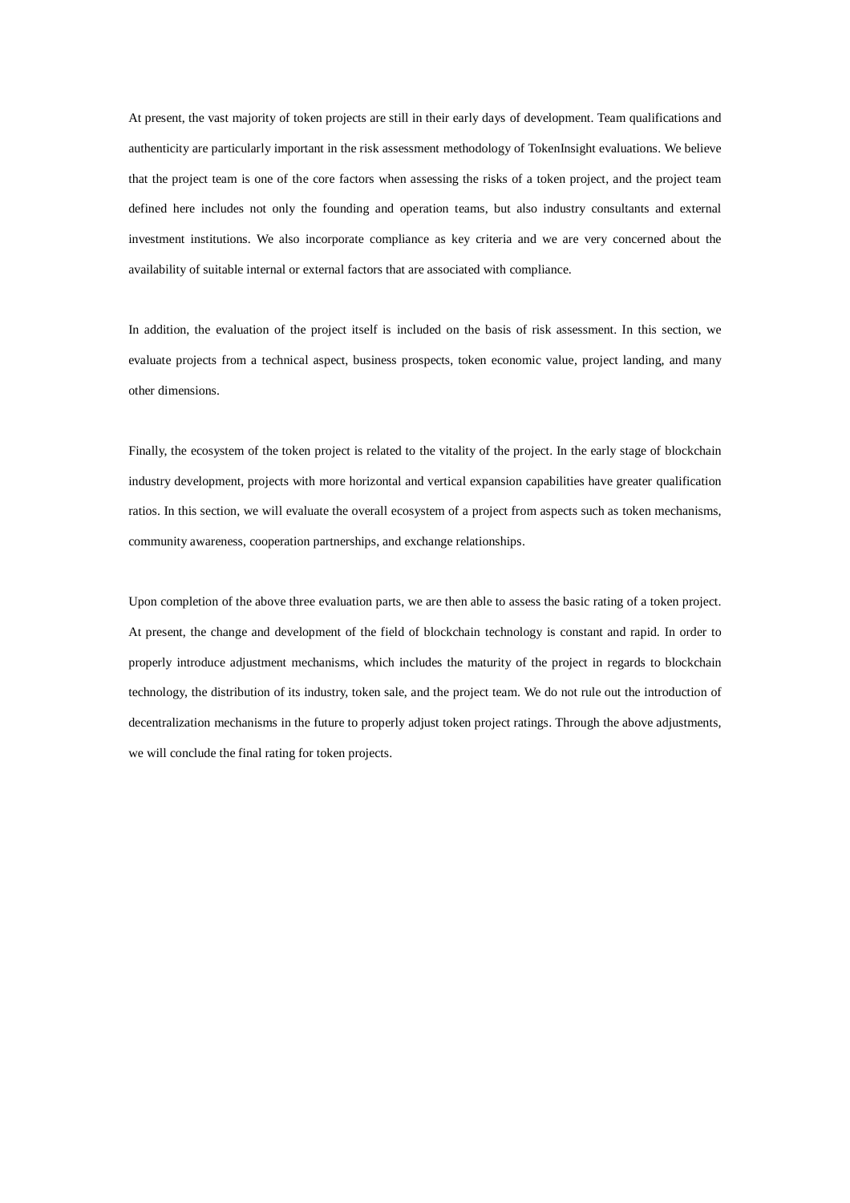At present, the vast majority of token projects are still in their early days of development. Team qualifications and authenticity are particularly important in the risk assessment methodology of TokenInsight evaluations. We believe that the project team is one of the core factors when assessing the risks of a token project, and the project team defined here includes not only the founding and operation teams, but also industry consultants and external investment institutions. We also incorporate compliance as key criteria and we are very concerned about the availability of suitable internal or external factors that are associated with compliance.

In addition, the evaluation of the project itself is included on the basis of risk assessment. In this section, we evaluate projects from a technical aspect, business prospects, token economic value, project landing, and many other dimensions.

Finally, the ecosystem of the token project is related to the vitality of the project. In the early stage of blockchain industry development, projects with more horizontal and vertical expansion capabilities have greater qualification ratios. In this section, we will evaluate the overall ecosystem of a project from aspects such as token mechanisms, community awareness, cooperation partnerships, and exchange relationships.

Upon completion of the above three evaluation parts, we are then able to assess the basic rating of a token project. At present, the change and development of the field of blockchain technology is constant and rapid. In order to properly introduce adjustment mechanisms, which includes the maturity of the project in regards to blockchain technology, the distribution of its industry, token sale, and the project team. We do not rule out the introduction of decentralization mechanisms in the future to properly adjust token project ratings. Through the above adjustments, we will conclude the final rating for token projects.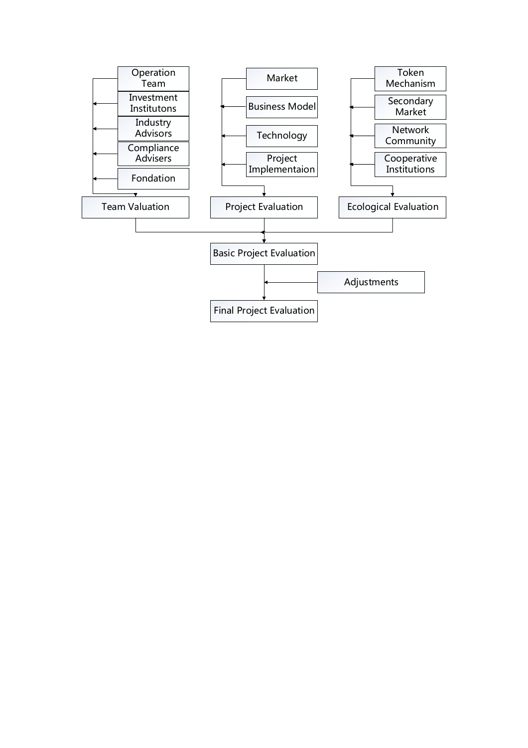- Operation Team
- Investment Institutons
- Industry Advisors
- Compliance Advisers
- Fondation

→ Team Valuation

- Market
- Business Model
- Technology
- Project Implementaion

→ Project Evaluation

- Token Mechanism
- Secondary Market
- Network Community
- Cooperative Institutions

→ Ecological Evaluation

Team Valuation + Project Evaluation + Ecological Evaluation → Basic Project Evaluation

Basic Project Evaluation + Adjustments → Final Project Evaluation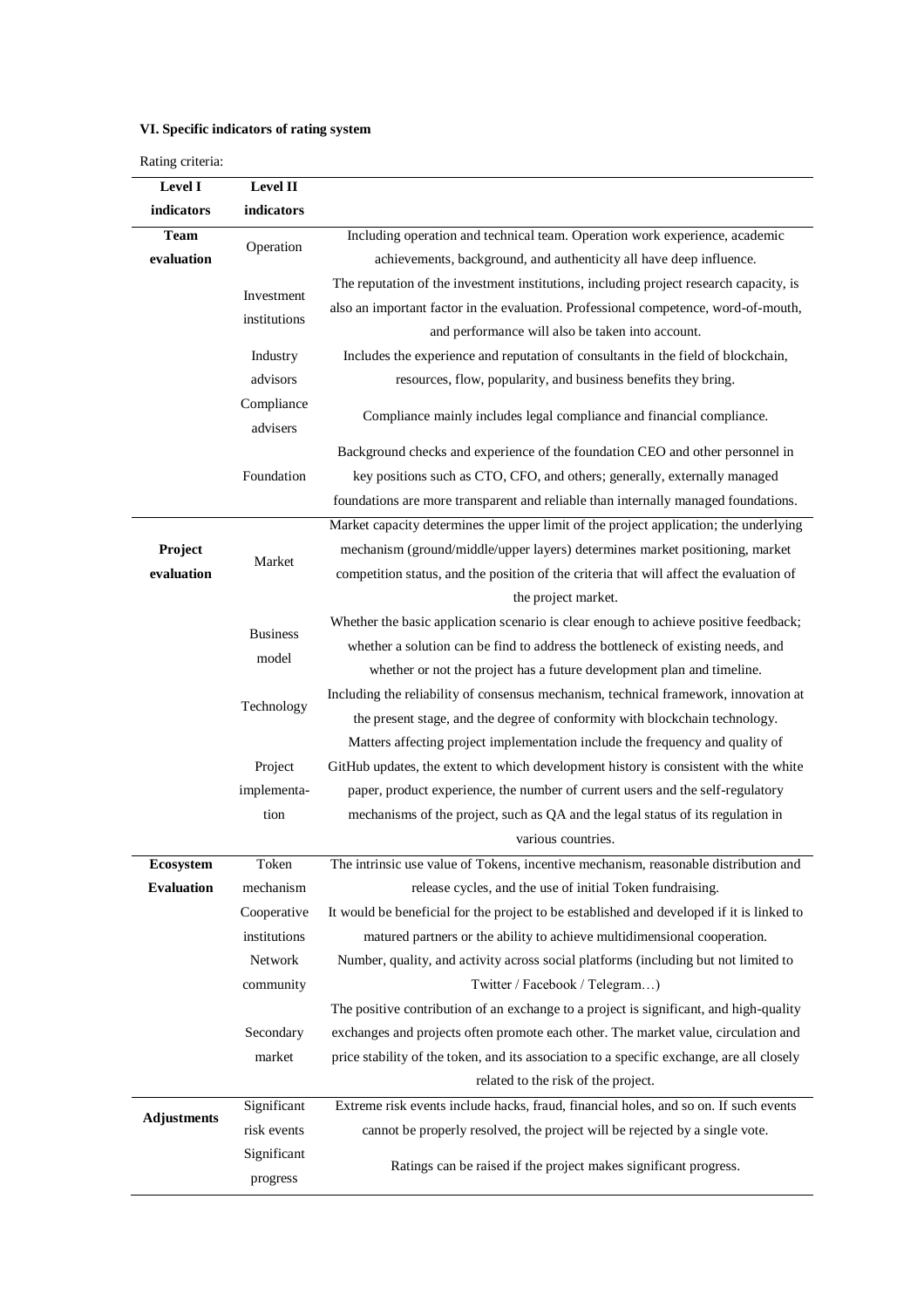**VI. Specific indicators of rating system**

Rating criteria:

| Level I indicators | Level II indicators | |
|---|---|---|
| **Team evaluation** | Operation | Including operation and technical team. Operation work experience, academic achievements, background, and authenticity all have deep influence. |
| | Investment institutions | The reputation of the investment institutions, including project research capacity, is also an important factor in the evaluation. Professional competence, word-of-mouth, and performance will also be taken into account. |
| | Industry advisors | Includes the experience and reputation of consultants in the field of blockchain, resources, flow, popularity, and business benefits they bring. |
| | Compliance advisers | Compliance mainly includes legal compliance and financial compliance. |
| | Foundation | Background checks and experience of the foundation CEO and other personnel in key positions such as CTO, CFO, and others; generally, externally managed foundations are more transparent and reliable than internally managed foundations. |
| **Project evaluation** | Market | Market capacity determines the upper limit of the project application; the underlying mechanism (ground/middle/upper layers) determines market positioning, market competition status, and the position of the criteria that will affect the evaluation of the project market. |
| | Business model | Whether the basic application scenario is clear enough to achieve positive feedback; whether a solution can be find to address the bottleneck of existing needs, and whether or not the project has a future development plan and timeline. |
| | Technology | Including the reliability of consensus mechanism, technical framework, innovation at the present stage, and the degree of conformity with blockchain technology. |
| | Project implementation | Matters affecting project implementation include the frequency and quality of GitHub updates, the extent to which development history is consistent with the white paper, product experience, the number of current users and the self-regulatory mechanisms of the project, such as QA and the legal status of its regulation in various countries. |
| **Ecosystem Evaluation** | Token mechanism | The intrinsic use value of Tokens, incentive mechanism, reasonable distribution and release cycles, and the use of initial Token fundraising. |
| | Cooperative institutions | It would be beneficial for the project to be established and developed if it is linked to matured partners or the ability to achieve multidimensional cooperation. |
| | Network community | Number, quality, and activity across social platforms (including but not limited to Twitter / Facebook / Telegram…) |
| | Secondary market | The positive contribution of an exchange to a project is significant, and high-quality exchanges and projects often promote each other. The market value, circulation and price stability of the token, and its association to a specific exchange, are all closely related to the risk of the project. |
| **Adjustments** | Significant risk events | Extreme risk events include hacks, fraud, financial holes, and so on. If such events cannot be properly resolved, the project will be rejected by a single vote. |
| | Significant progress | Ratings can be raised if the project makes significant progress. |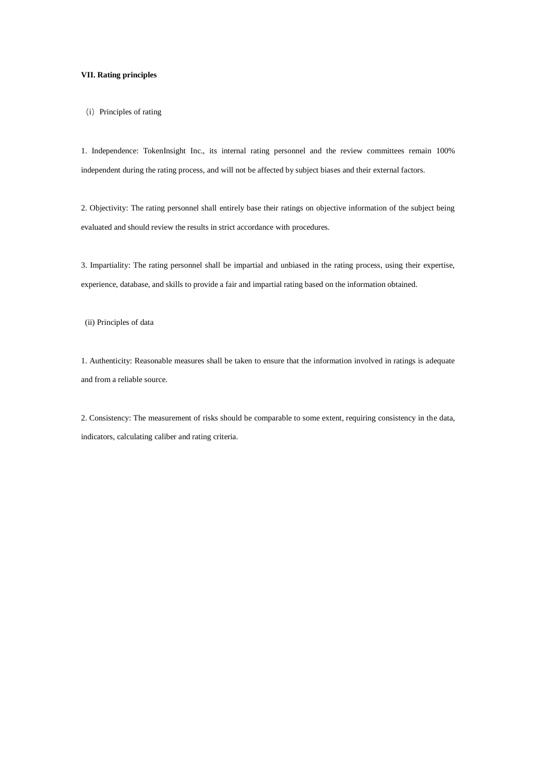## VII. Rating principles

(i) Principles of rating

1. Independence: TokenInsight Inc., its internal rating personnel and the review committees remain 100% independent during the rating process, and will not be affected by subject biases and their external factors.

2. Objectivity: The rating personnel shall entirely base their ratings on objective information of the subject being evaluated and should review the results in strict accordance with procedures.

3. Impartiality: The rating personnel shall be impartial and unbiased in the rating process, using their expertise, experience, database, and skills to provide a fair and impartial rating based on the information obtained.

(ii) Principles of data

1. Authenticity: Reasonable measures shall be taken to ensure that the information involved in ratings is adequate and from a reliable source.

2. Consistency: The measurement of risks should be comparable to some extent, requiring consistency in the data, indicators, calculating caliber and rating criteria.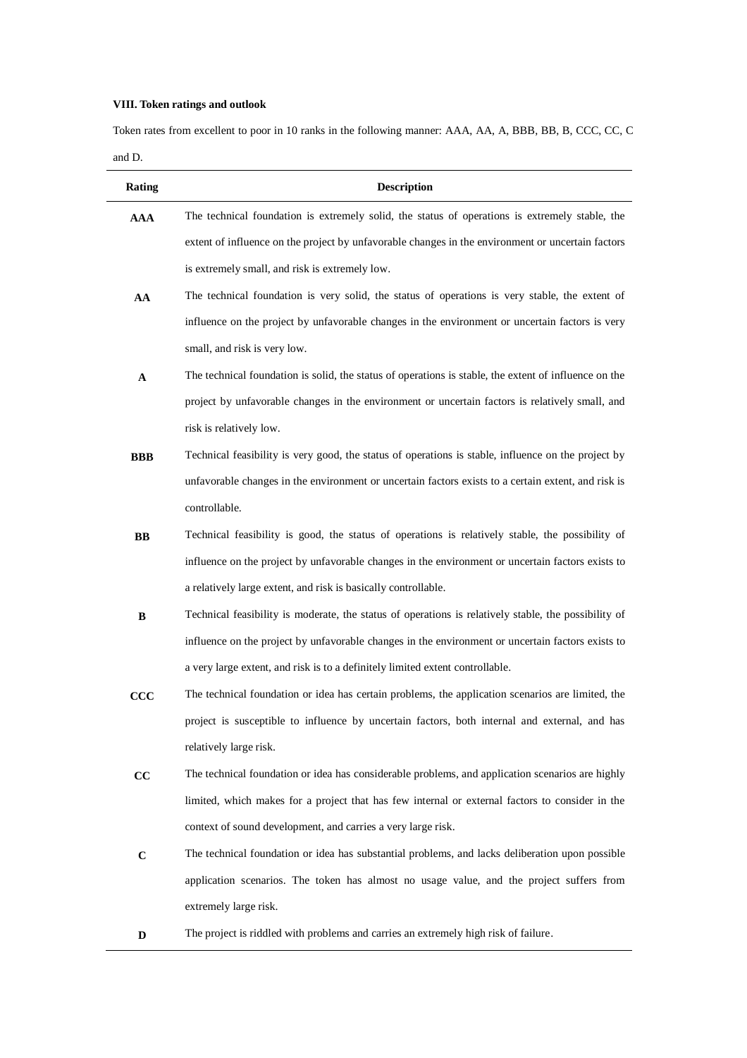### VIII. Token ratings and outlook

Token rates from excellent to poor in 10 ranks in the following manner: AAA, AA, A, BBB, BB, B, CCC, CC, C and D.

| Rating | Description |
|---|---|
| **AAA** | The technical foundation is extremely solid, the status of operations is extremely stable, the extent of influence on the project by unfavorable changes in the environment or uncertain factors is extremely small, and risk is extremely low. |
| **AA** | The technical foundation is very solid, the status of operations is very stable, the extent of influence on the project by unfavorable changes in the environment or uncertain factors is very small, and risk is very low. |
| **A** | The technical foundation is solid, the status of operations is stable, the extent of influence on the project by unfavorable changes in the environment or uncertain factors is relatively small, and risk is relatively low. |
| **BBB** | Technical feasibility is very good, the status of operations is stable, influence on the project by unfavorable changes in the environment or uncertain factors exists to a certain extent, and risk is controllable. |
| **BB** | Technical feasibility is good, the status of operations is relatively stable, the possibility of influence on the project by unfavorable changes in the environment or uncertain factors exists to a relatively large extent, and risk is basically controllable. |
| **B** | Technical feasibility is moderate, the status of operations is relatively stable, the possibility of influence on the project by unfavorable changes in the environment or uncertain factors exists to a very large extent, and risk is to a definitely limited extent controllable. |
| **CCC** | The technical foundation or idea has certain problems, the application scenarios are limited, the project is susceptible to influence by uncertain factors, both internal and external, and has relatively large risk. |
| **CC** | The technical foundation or idea has considerable problems, and application scenarios are highly limited, which makes for a project that has few internal or external factors to consider in the context of sound development, and carries a very large risk. |
| **C** | The technical foundation or idea has substantial problems, and lacks deliberation upon possible application scenarios. The token has almost no usage value, and the project suffers from extremely large risk. |
| **D** | The project is riddled with problems and carries an extremely high risk of failure. |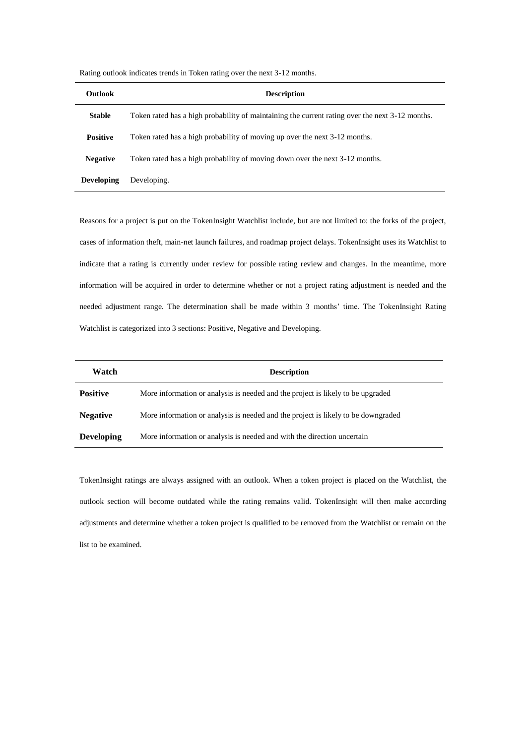Rating outlook indicates trends in Token rating over the next 3-12 months.

| Outlook | Description |
| --- | --- |
| **Stable** | Token rated has a high probability of maintaining the current rating over the next 3-12 months. |
| **Positive** | Token rated has a high probability of moving up over the next 3-12 months. |
| **Negative** | Token rated has a high probability of moving down over the next 3-12 months. |
| **Developing** | Developing. |

Reasons for a project is put on the TokenInsight Watchlist include, but are not limited to: the forks of the project, cases of information theft, main-net launch failures, and roadmap project delays. TokenInsight uses its Watchlist to indicate that a rating is currently under review for possible rating review and changes. In the meantime, more information will be acquired in order to determine whether or not a project rating adjustment is needed and the needed adjustment range. The determination shall be made within 3 months' time. The TokenInsight Rating Watchlist is categorized into 3 sections: Positive, Negative and Developing.

| Watch | Description |
| --- | --- |
| **Positive** | More information or analysis is needed and the project is likely to be upgraded |
| **Negative** | More information or analysis is needed and the project is likely to be downgraded |
| **Developing** | More information or analysis is needed and with the direction uncertain |

TokenInsight ratings are always assigned with an outlook. When a token project is placed on the Watchlist, the outlook section will become outdated while the rating remains valid. TokenInsight will then make according adjustments and determine whether a token project is qualified to be removed from the Watchlist or remain on the list to be examined.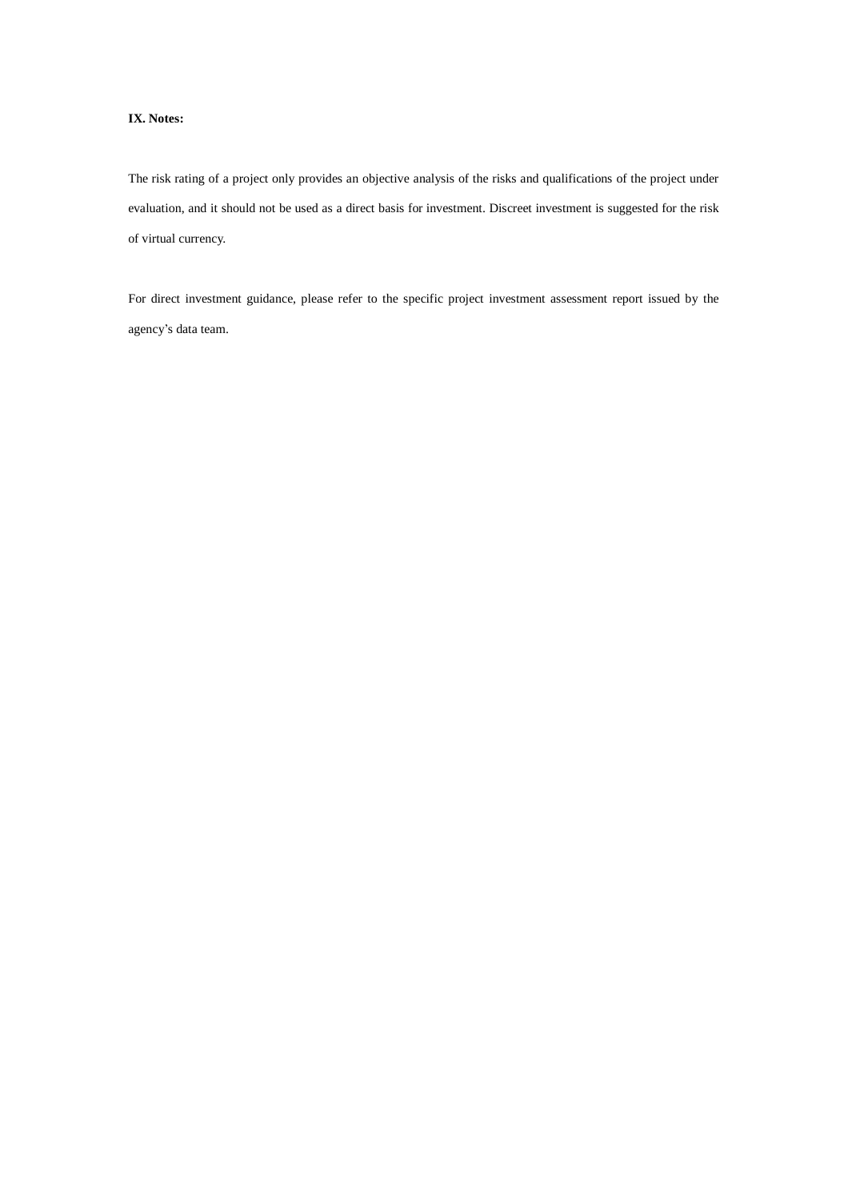**IX. Notes:**

The risk rating of a project only provides an objective analysis of the risks and qualifications of the project under evaluation, and it should not be used as a direct basis for investment. Discreet investment is suggested for the risk of virtual currency.

For direct investment guidance, please refer to the specific project investment assessment report issued by the agency's data team.